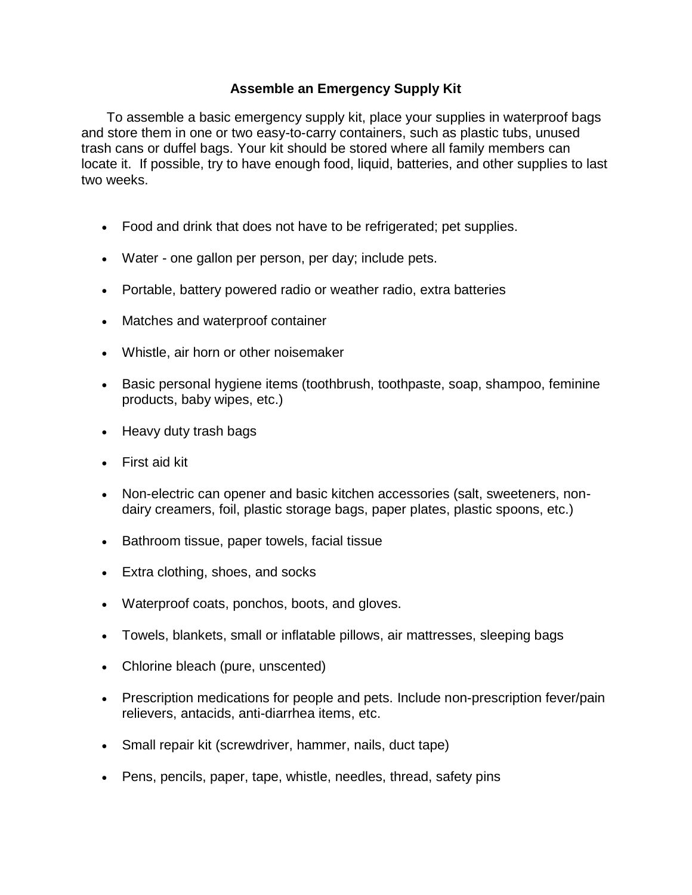# Assemble an Emergency Supply Kit

To assemble a basic emergency supply kit, place your supplies in waterproof bags and store them in one or two easy-to-carry containers, such as plastic tubs, unused trash cans or duffel bags. Your kit should be stored where all family members can locate it. If possible, try to have enough food, liquid, batteries, and other supplies to last two weeks.

- Food and drink that does not have to be refrigerated; pet supplies.
- Water - one gallon per person, per day; include pets.
- Portable, battery powered radio or weather radio, extra batteries
- Matches and waterproof container
- Whistle, air horn or other noisemaker
- Basic personal hygiene items (toothbrush, toothpaste, soap, shampoo, feminine products, baby wipes, etc.)
- Heavy duty trash bags
- First aid kit
- Non-electric can opener and basic kitchen accessories (salt, sweeteners, non-dairy creamers, foil, plastic storage bags, paper plates, plastic spoons, etc.)
- Bathroom tissue, paper towels, facial tissue
- Extra clothing, shoes, and socks
- Waterproof coats, ponchos, boots, and gloves.
- Towels, blankets, small or inflatable pillows, air mattresses, sleeping bags
- Chlorine bleach (pure, unscented)
- Prescription medications for people and pets. Include non-prescription fever/pain relievers, antacids, anti-diarrhea items, etc.
- Small repair kit (screwdriver, hammer, nails, duct tape)
- Pens, pencils, paper, tape, whistle, needles, thread, safety pins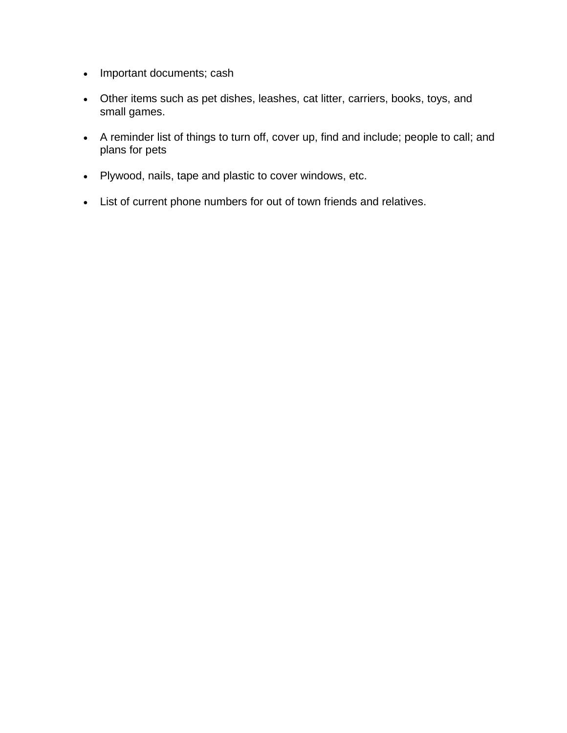- Important documents; cash
- Other items such as pet dishes, leashes, cat litter, carriers, books, toys, and small games.
- A reminder list of things to turn off, cover up, find and include; people to call; and plans for pets
- Plywood, nails, tape and plastic to cover windows, etc.
- List of current phone numbers for out of town friends and relatives.